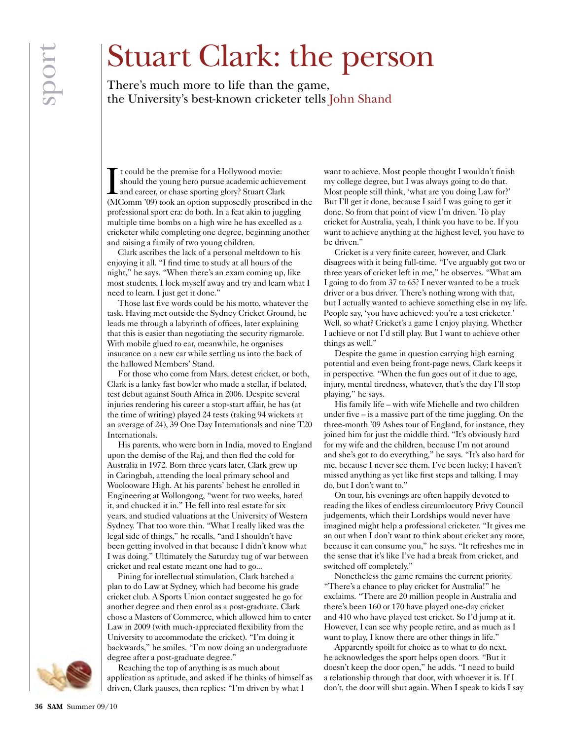# Stuart Clark: the person

There's much more to life than the game, the University's best-known cricketer tells John Shand

It could be the premise for a Hollywood movie: should the young hero pursue academic achievement and career, or chase sporting glory? Stuart Clark (MComm '09) took an option supposedly proscribed in the professional sport era: do both. In a feat akin to juggling multiple time bombs on a high wire he has excelled as a cricketer while completing one degree, beginning another and raising a family of two young children.

Clark ascribes the lack of a personal meltdown to his enjoying it all. "I find time to study at all hours of the night," he says. "When there's an exam coming up, like most students, I lock myself away and try and learn what I need to learn. I just get it done."

Those last five words could be his motto, whatever the task. Having met outside the Sydney Cricket Ground, he leads me through a labyrinth of offices, later explaining that this is easier than negotiating the security rigmarole. With mobile glued to ear, meanwhile, he organises insurance on a new car while settling us into the back of the hallowed Members' Stand.

For those who come from Mars, detest cricket, or both, Clark is a lanky fast bowler who made a stellar, if belated, test debut against South Africa in 2006. Despite several injuries rendering his career a stop-start affair, he has (at the time of writing) played 24 tests (taking 94 wickets at an average of 24), 39 One Day Internationals and nine T20 Internationals.

His parents, who were born in India, moved to England upon the demise of the Raj, and then fled the cold for Australia in 1972. Born three years later, Clark grew up in Caringbah, attending the local primary school and Woolooware High. At his parents' behest he enrolled in Engineering at Wollongong, "went for two weeks, hated it, and chucked it in." He fell into real estate for six years, and studied valuations at the University of Western Sydney. That too wore thin. "What I really liked was the legal side of things," he recalls, "and I shouldn't have been getting involved in that because I didn't know what I was doing." Ultimately the Saturday tug of war between cricket and real estate meant one had to go...

Pining for intellectual stimulation, Clark hatched a plan to do Law at Sydney, which had become his grade cricket club. A Sports Union contact suggested he go for another degree and then enrol as a post-graduate. Clark chose a Masters of Commerce, which allowed him to enter Law in 2009 (with much-appreciated flexibility from the University to accommodate the cricket). "I'm doing it backwards," he smiles. "I'm now doing an undergraduate degree after a post-graduate degree."

Reaching the top of anything is as much about application as aptitude, and asked if he thinks of himself as driven, Clark pauses, then replies: "I'm driven by what I want to achieve. Most people thought I wouldn't finish my college degree, but I was always going to do that. Most people still think, 'what are you doing Law for?' But I'll get it done, because I said I was going to get it done. So from that point of view I'm driven. To play cricket for Australia, yeah, I think you have to be. If you want to achieve anything at the highest level, you have to be driven."

Cricket is a very finite career, however, and Clark disagrees with it being full-time. "I've arguably got two or three years of cricket left in me," he observes. "What am I going to do from 37 to 65? I never wanted to be a truck driver or a bus driver. There's nothing wrong with that, but I actually wanted to achieve something else in my life. People say, 'you have achieved: you're a test cricketer.' Well, so what? Cricket's a game I enjoy playing. Whether I achieve or not I'd still play. But I want to achieve other things as well."

Despite the game in question carrying high earning potential and even being front-page news, Clark keeps it in perspective. "When the fun goes out of it due to age, injury, mental tiredness, whatever, that's the day I'll stop playing," he says.

His family life – with wife Michelle and two children under five – is a massive part of the time juggling. On the three-month '09 Ashes tour of England, for instance, they joined him for just the middle third. "It's obviously hard for my wife and the children, because I'm not around and she's got to do everything," he says. "It's also hard for me, because I never see them. I've been lucky; I haven't missed anything as yet like first steps and talking. I may do, but I don't want to."

On tour, his evenings are often happily devoted to reading the likes of endless circumlocutory Privy Council judgements, which their Lordships would never have imagined might help a professional cricketer. "It gives me an out when I don't want to think about cricket any more, because it can consume you," he says. "It refreshes me in the sense that it's like I've had a break from cricket, and switched off completely."

Nonetheless the game remains the current priority. "There's a chance to play cricket for Australia!" he exclaims. "There are 20 million people in Australia and there's been 160 or 170 have played one-day cricket and 410 who have played test cricket. So I'd jump at it. However, I can see why people retire, and as much as I want to play, I know there are other things in life."

Apparently spoilt for choice as to what to do next, he acknowledges the sport helps open doors. "But it doesn't keep the door open," he adds. "I need to build a relationship through that door, with whoever it is. If I don't, the door will shut again. When I speak to kids I say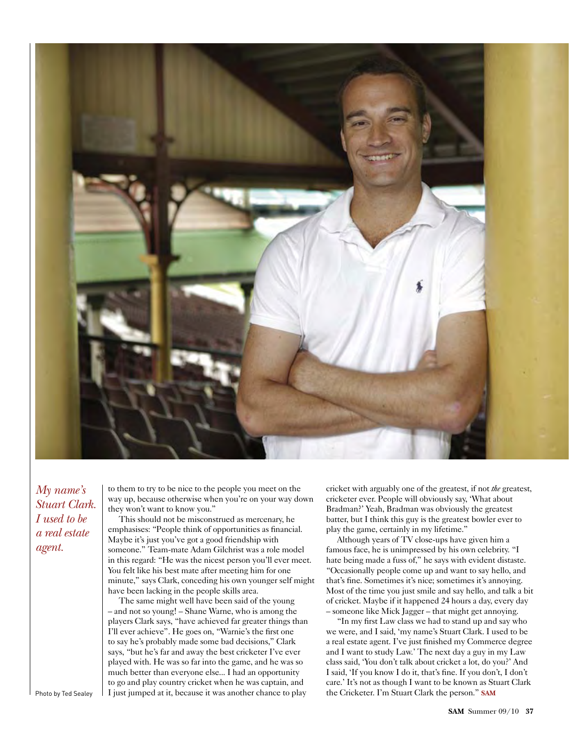*My name's Stuart Clark. I used to be a real estate agent.*

Photo by Ted Sealey

to them to try to be nice to the people you meet on the way up, because otherwise when you're on your way down they won't want to know you."

This should not be misconstrued as mercenary, he emphasises: "People think of opportunities as financial. Maybe it's just you've got a good friendship with someone." Team-mate Adam Gilchrist was a role model in this regard: "He was the nicest person you'll ever meet. You felt like his best mate after meeting him for one minute," says Clark, conceding his own younger self might have been lacking in the people skills area.

The same might well have been said of the young – and not so young! – Shane Warne, who is among the players Clark says, "have achieved far greater things than I'll ever achieve". He goes on, "Warnie's the first one to say he's probably made some bad decisions," Clark says, "but he's far and away the best cricketer I've ever played with. He was so far into the game, and he was so much better than everyone else... I had an opportunity to go and play country cricket when he was captain, and I just jumped at it, because it was another chance to play cricket with arguably one of the greatest, if not *the* greatest, cricketer ever. People will obviously say, 'What about Bradman?' Yeah, Bradman was obviously the greatest batter, but I think this guy is the greatest bowler ever to play the game, certainly in my lifetime."

Although years of TV close-ups have given him a famous face, he is unimpressed by his own celebrity. "I hate being made a fuss of," he says with evident distaste. "Occasionally people come up and want to say hello, and that's fine. Sometimes it's nice; sometimes it's annoying. Most of the time you just smile and say hello, and talk a bit of cricket. Maybe if it happened 24 hours a day, every day – someone like Mick Jagger – that might get annoying.

"In my first Law class we had to stand up and say who we were, and I said, 'my name's Stuart Clark. I used to be a real estate agent. I've just finished my Commerce degree and I want to study Law.' The next day a guy in my Law class said, 'You don't talk about cricket a lot, do you?' And I said, 'If you know I do it, that's fine. If you don't, I don't care.' It's not as though I want to be known as Stuart Clark the Cricketer. I'm Stuart Clark the person." **SAM**